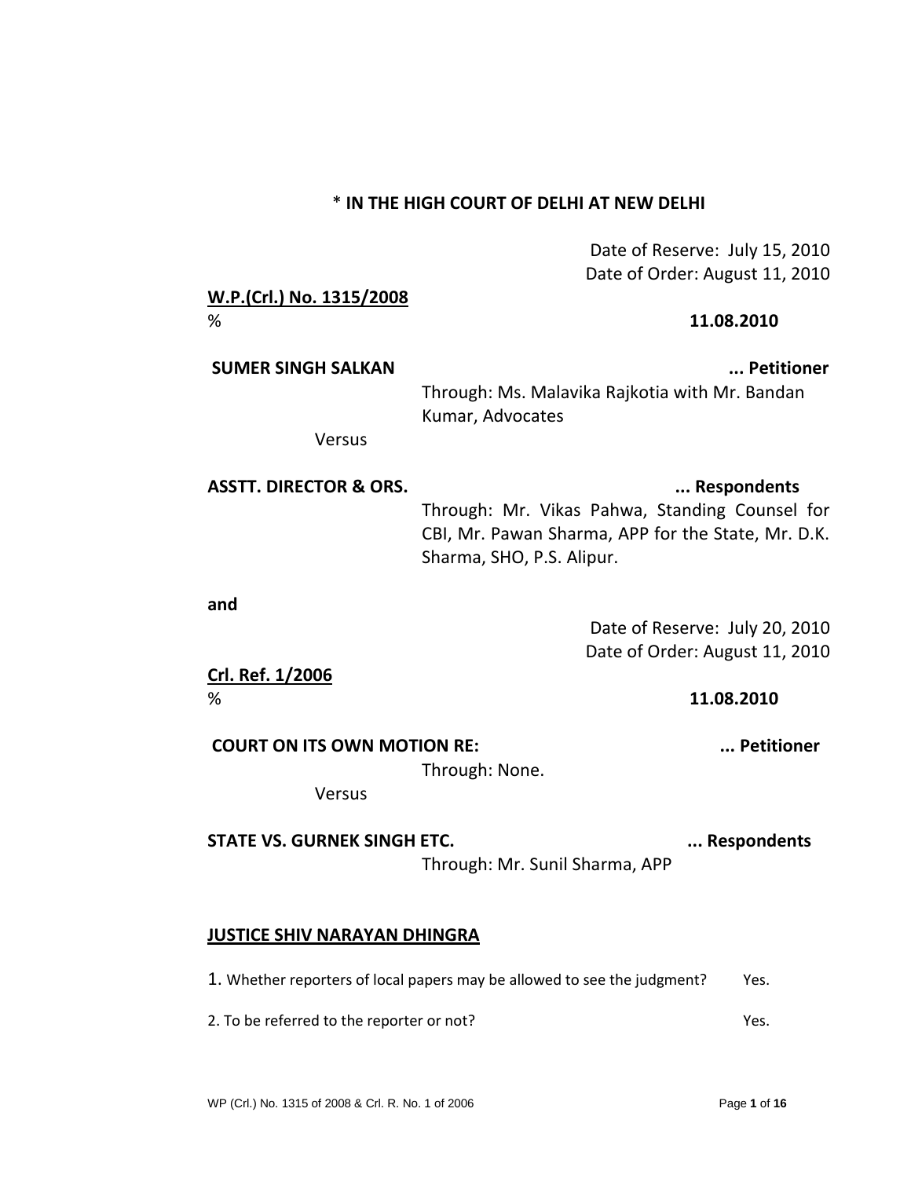**\* IN THE HIGH COURT OF DELHI AT NEW DELHI**

Date of Reserve: July 15, 2010
Date of Order: August 11, 2010

**W.P.(Crl.) No. 1315/2008**

% **11.08.2010**

**SUMER SINGH SALKAN** **... Petitioner**

Through: Ms. Malavika Rajkotia with Mr. Bandan Kumar, Advocates

Versus

**ASSTT. DIRECTOR & ORS.** **... Respondents**

Through: Mr. Vikas Pahwa, Standing Counsel for CBI, Mr. Pawan Sharma, APP for the State, Mr. D.K. Sharma, SHO, P.S. Alipur.

**and**

Date of Reserve: July 20, 2010
Date of Order: August 11, 2010

**Crl. Ref. 1/2006**

% **11.08.2010**

**COURT ON ITS OWN MOTION RE:** **... Petitioner**

Through: None.

Versus

**STATE VS. GURNEK SINGH ETC.** **... Respondents**

Through: Mr. Sunil Sharma, APP

**JUSTICE SHIV NARAYAN DHINGRA**

1. Whether reporters of local papers may be allowed to see the judgment? Yes.

2. To be referred to the reporter or not? Yes.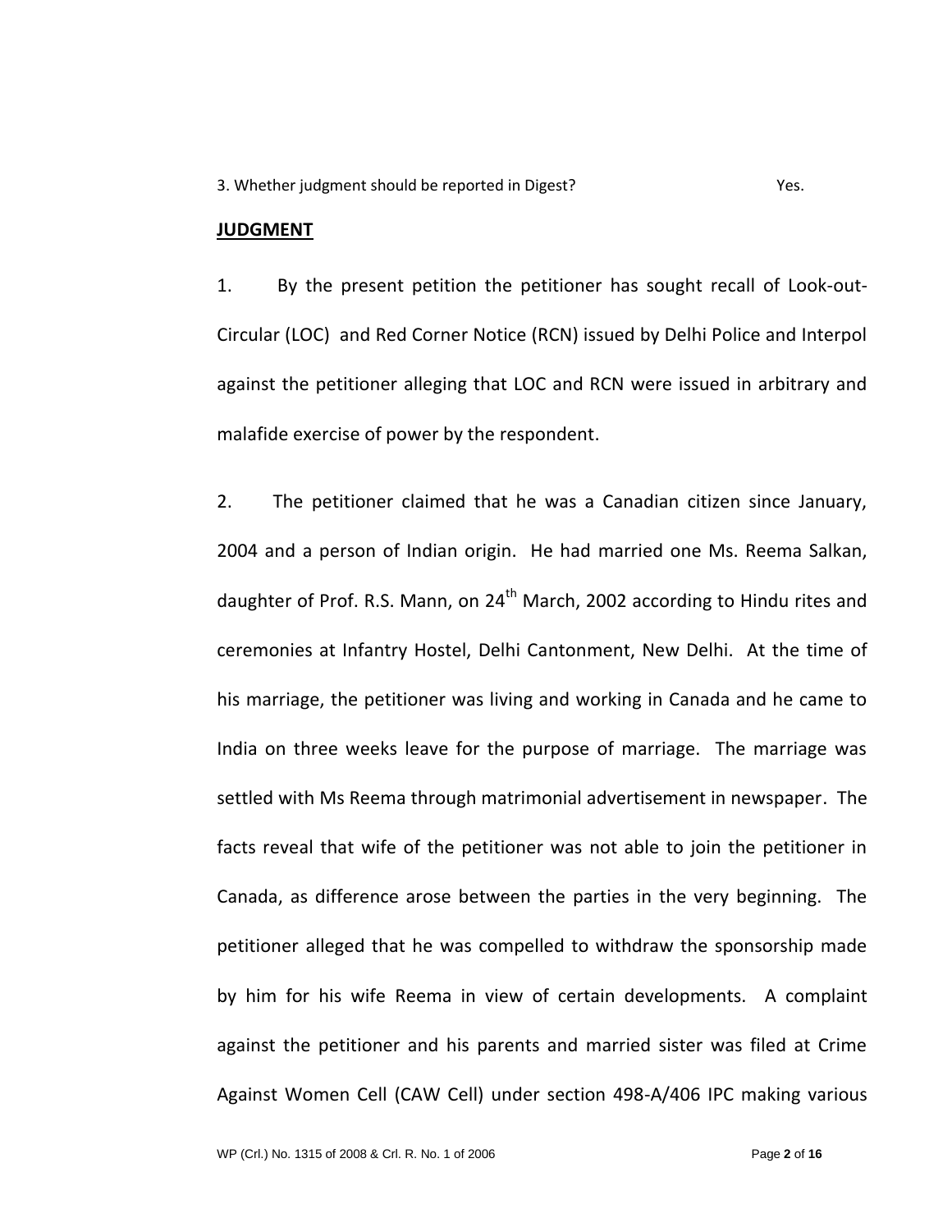3. Whether judgment should be reported in Digest? Yes.

**JUDGMENT**

1. By the present petition the petitioner has sought recall of Look-out-Circular (LOC) and Red Corner Notice (RCN) issued by Delhi Police and Interpol against the petitioner alleging that LOC and RCN were issued in arbitrary and malafide exercise of power by the respondent.

2. The petitioner claimed that he was a Canadian citizen since January, 2004 and a person of Indian origin. He had married one Ms. Reema Salkan, daughter of Prof. R.S. Mann, on 24th March, 2002 according to Hindu rites and ceremonies at Infantry Hostel, Delhi Cantonment, New Delhi. At the time of his marriage, the petitioner was living and working in Canada and he came to India on three weeks leave for the purpose of marriage. The marriage was settled with Ms Reema through matrimonial advertisement in newspaper. The facts reveal that wife of the petitioner was not able to join the petitioner in Canada, as difference arose between the parties in the very beginning. The petitioner alleged that he was compelled to withdraw the sponsorship made by him for his wife Reema in view of certain developments. A complaint against the petitioner and his parents and married sister was filed at Crime Against Women Cell (CAW Cell) under section 498-A/406 IPC making various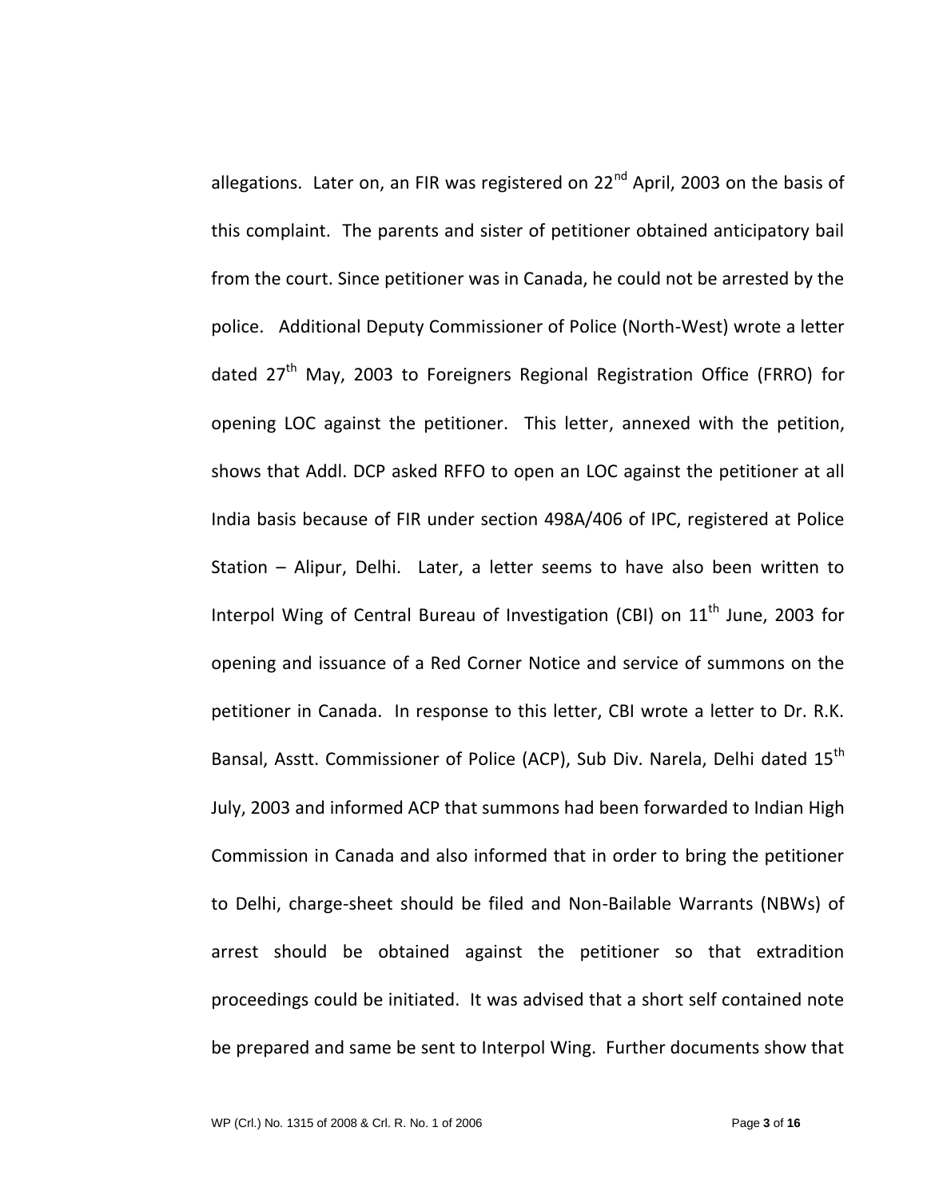allegations. Later on, an FIR was registered on 22nd April, 2003 on the basis of this complaint. The parents and sister of petitioner obtained anticipatory bail from the court. Since petitioner was in Canada, he could not be arrested by the police. Additional Deputy Commissioner of Police (North-West) wrote a letter dated 27th May, 2003 to Foreigners Regional Registration Office (FRRO) for opening LOC against the petitioner. This letter, annexed with the petition, shows that Addl. DCP asked RFFO to open an LOC against the petitioner at all India basis because of FIR under section 498A/406 of IPC, registered at Police Station – Alipur, Delhi. Later, a letter seems to have also been written to Interpol Wing of Central Bureau of Investigation (CBI) on 11th June, 2003 for opening and issuance of a Red Corner Notice and service of summons on the petitioner in Canada. In response to this letter, CBI wrote a letter to Dr. R.K. Bansal, Asstt. Commissioner of Police (ACP), Sub Div. Narela, Delhi dated 15th July, 2003 and informed ACP that summons had been forwarded to Indian High Commission in Canada and also informed that in order to bring the petitioner to Delhi, charge-sheet should be filed and Non-Bailable Warrants (NBWs) of arrest should be obtained against the petitioner so that extradition proceedings could be initiated. It was advised that a short self contained note be prepared and same be sent to Interpol Wing. Further documents show that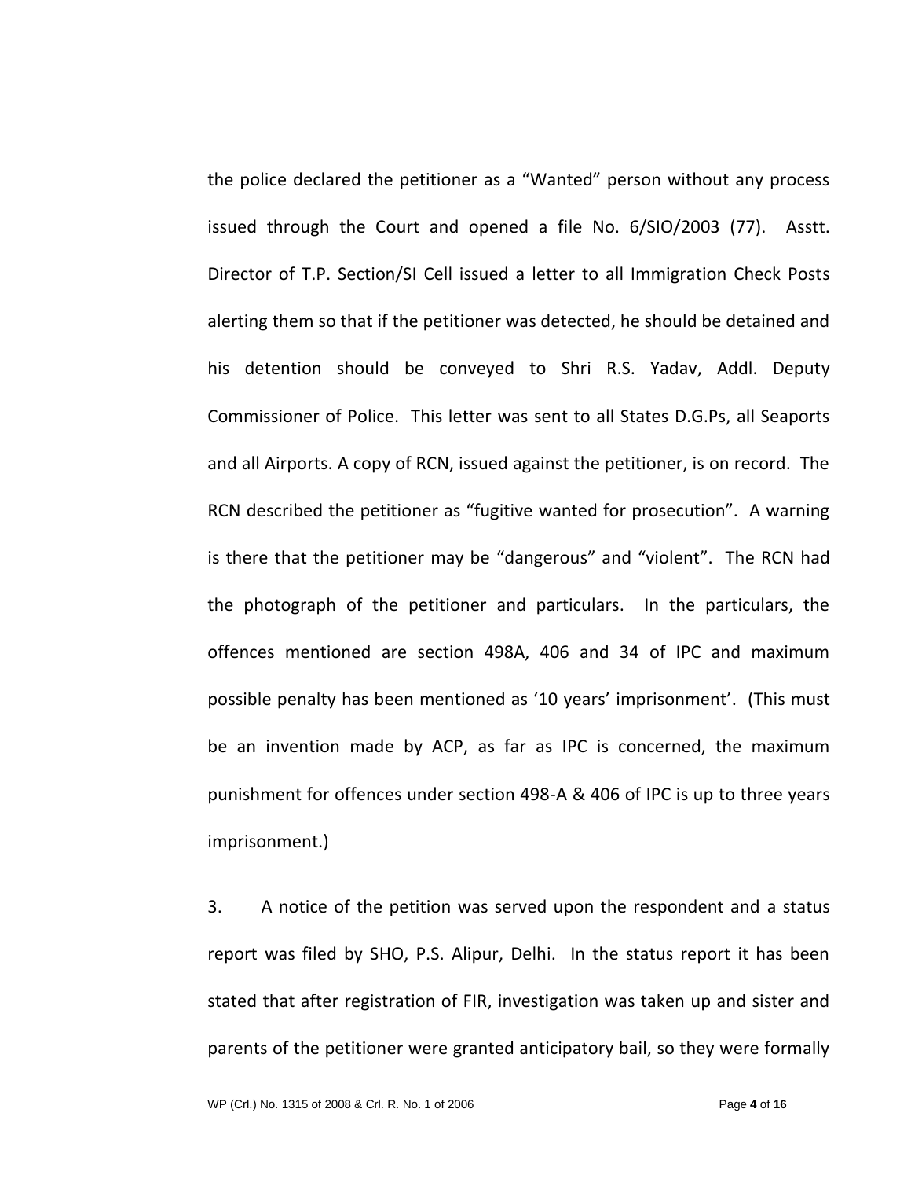the police declared the petitioner as a "Wanted" person without any process issued through the Court and opened a file No. 6/SIO/2003 (77). Asstt. Director of T.P. Section/SI Cell issued a letter to all Immigration Check Posts alerting them so that if the petitioner was detected, he should be detained and his detention should be conveyed to Shri R.S. Yadav, Addl. Deputy Commissioner of Police. This letter was sent to all States D.G.Ps, all Seaports and all Airports. A copy of RCN, issued against the petitioner, is on record. The RCN described the petitioner as "fugitive wanted for prosecution". A warning is there that the petitioner may be "dangerous" and "violent". The RCN had the photograph of the petitioner and particulars. In the particulars, the offences mentioned are section 498A, 406 and 34 of IPC and maximum possible penalty has been mentioned as '10 years' imprisonment'. (This must be an invention made by ACP, as far as IPC is concerned, the maximum punishment for offences under section 498-A & 406 of IPC is up to three years imprisonment.)

3. A notice of the petition was served upon the respondent and a status report was filed by SHO, P.S. Alipur, Delhi. In the status report it has been stated that after registration of FIR, investigation was taken up and sister and parents of the petitioner were granted anticipatory bail, so they were formally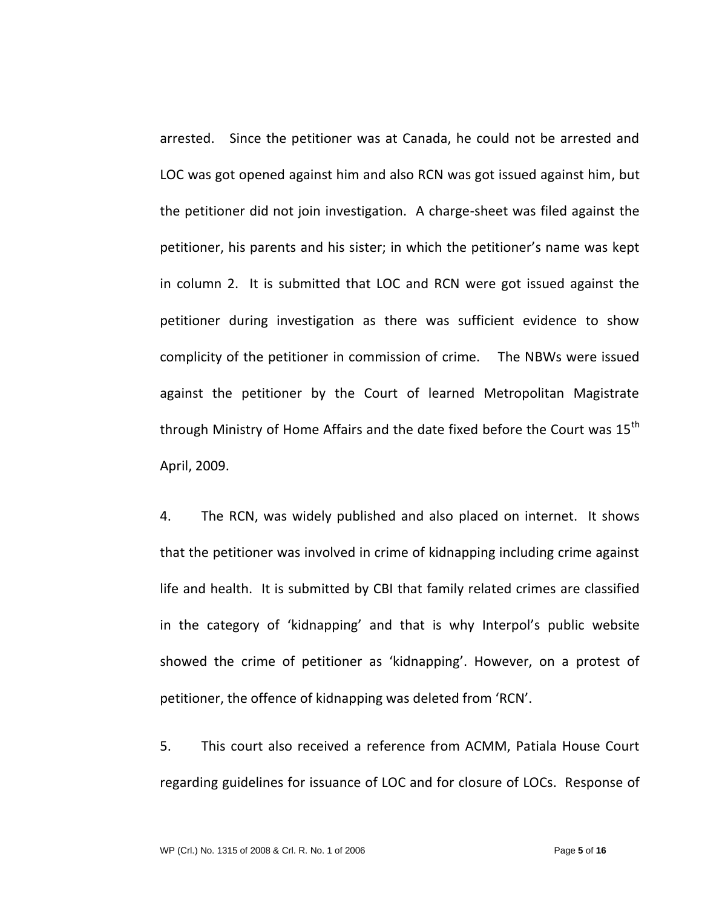arrested. Since the petitioner was at Canada, he could not be arrested and LOC was got opened against him and also RCN was got issued against him, but the petitioner did not join investigation. A charge-sheet was filed against the petitioner, his parents and his sister; in which the petitioner's name was kept in column 2. It is submitted that LOC and RCN were got issued against the petitioner during investigation as there was sufficient evidence to show complicity of the petitioner in commission of crime. The NBWs were issued against the petitioner by the Court of learned Metropolitan Magistrate through Ministry of Home Affairs and the date fixed before the Court was 15th April, 2009.

4. The RCN, was widely published and also placed on internet. It shows that the petitioner was involved in crime of kidnapping including crime against life and health. It is submitted by CBI that family related crimes are classified in the category of 'kidnapping' and that is why Interpol's public website showed the crime of petitioner as 'kidnapping'. However, on a protest of petitioner, the offence of kidnapping was deleted from 'RCN'.

5. This court also received a reference from ACMM, Patiala House Court regarding guidelines for issuance of LOC and for closure of LOCs. Response of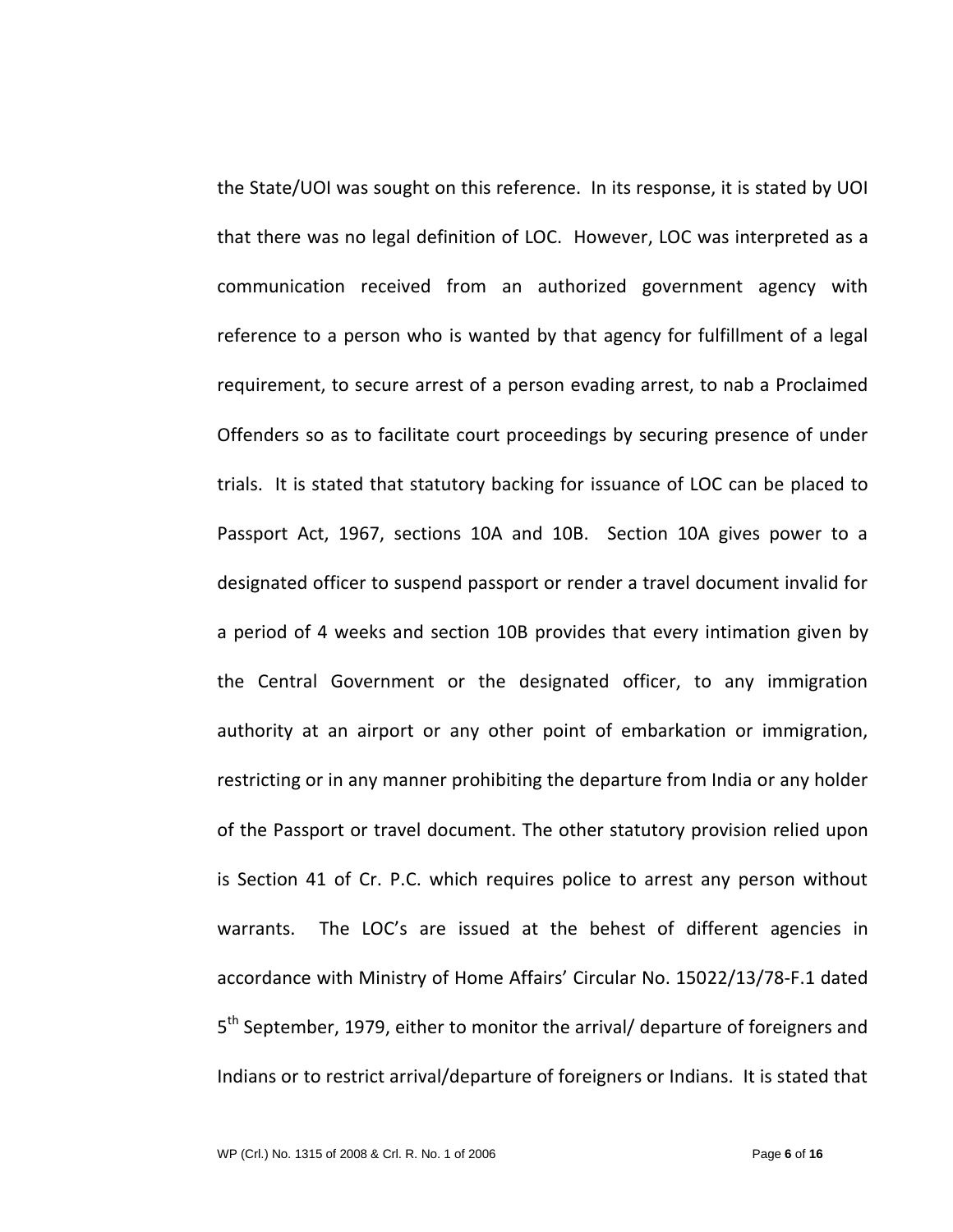the State/UOI was sought on this reference. In its response, it is stated by UOI that there was no legal definition of LOC. However, LOC was interpreted as a communication received from an authorized government agency with reference to a person who is wanted by that agency for fulfillment of a legal requirement, to secure arrest of a person evading arrest, to nab a Proclaimed Offenders so as to facilitate court proceedings by securing presence of under trials. It is stated that statutory backing for issuance of LOC can be placed to Passport Act, 1967, sections 10A and 10B. Section 10A gives power to a designated officer to suspend passport or render a travel document invalid for a period of 4 weeks and section 10B provides that every intimation given by the Central Government or the designated officer, to any immigration authority at an airport or any other point of embarkation or immigration, restricting or in any manner prohibiting the departure from India or any holder of the Passport or travel document. The other statutory provision relied upon is Section 41 of Cr. P.C. which requires police to arrest any person without warrants. The LOC's are issued at the behest of different agencies in accordance with Ministry of Home Affairs' Circular No. 15022/13/78-F.1 dated 5th September, 1979, either to monitor the arrival/ departure of foreigners and Indians or to restrict arrival/departure of foreigners or Indians. It is stated that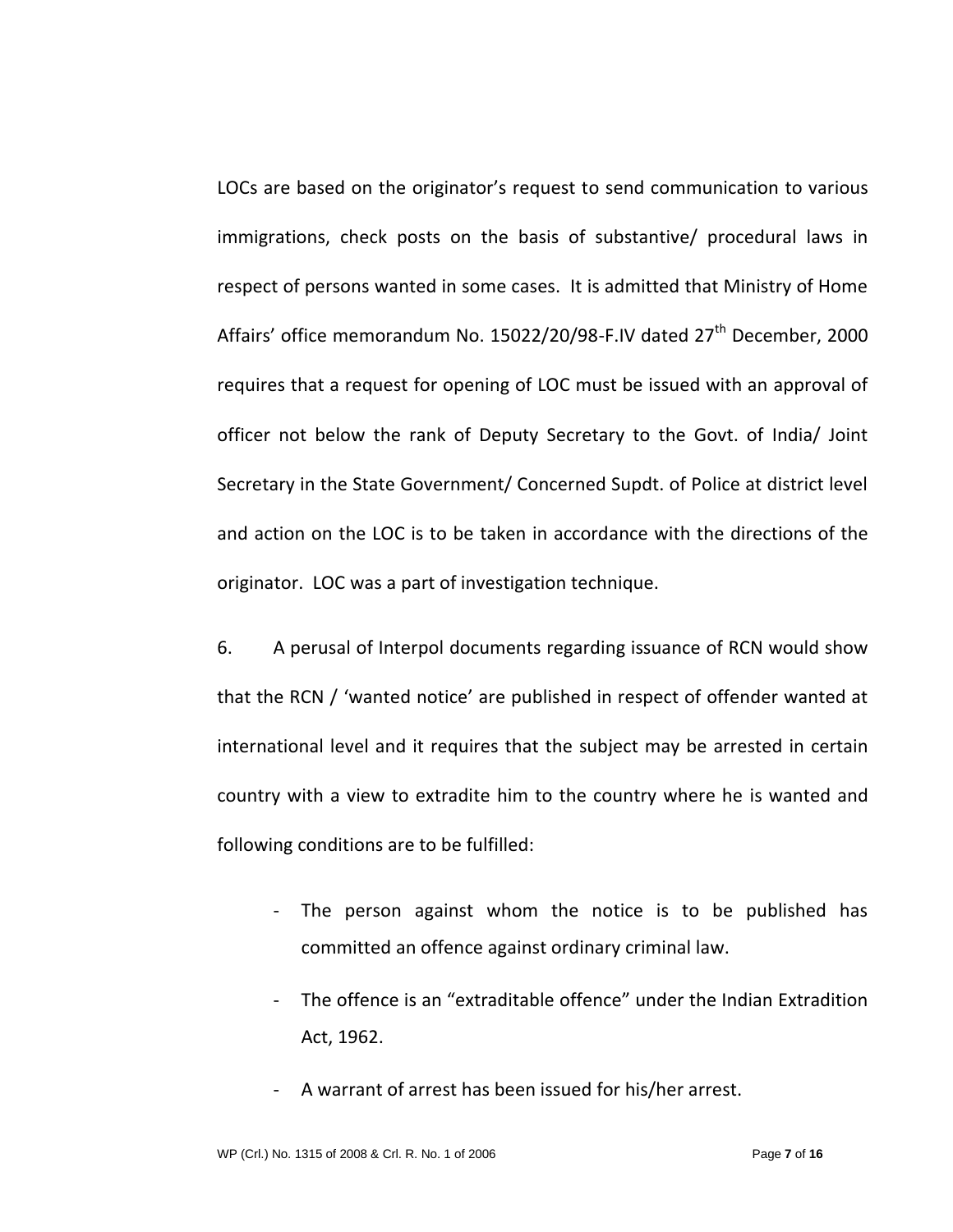LOCs are based on the originator's request to send communication to various immigrations, check posts on the basis of substantive/ procedural laws in respect of persons wanted in some cases. It is admitted that Ministry of Home Affairs' office memorandum No. 15022/20/98-F.IV dated 27th December, 2000 requires that a request for opening of LOC must be issued with an approval of officer not below the rank of Deputy Secretary to the Govt. of India/ Joint Secretary in the State Government/ Concerned Supdt. of Police at district level and action on the LOC is to be taken in accordance with the directions of the originator. LOC was a part of investigation technique.

6. A perusal of Interpol documents regarding issuance of RCN would show that the RCN / 'wanted notice' are published in respect of offender wanted at international level and it requires that the subject may be arrested in certain country with a view to extradite him to the country where he is wanted and following conditions are to be fulfilled:

- The person against whom the notice is to be published has committed an offence against ordinary criminal law.
- The offence is an "extraditable offence" under the Indian Extradition Act, 1962.
- A warrant of arrest has been issued for his/her arrest.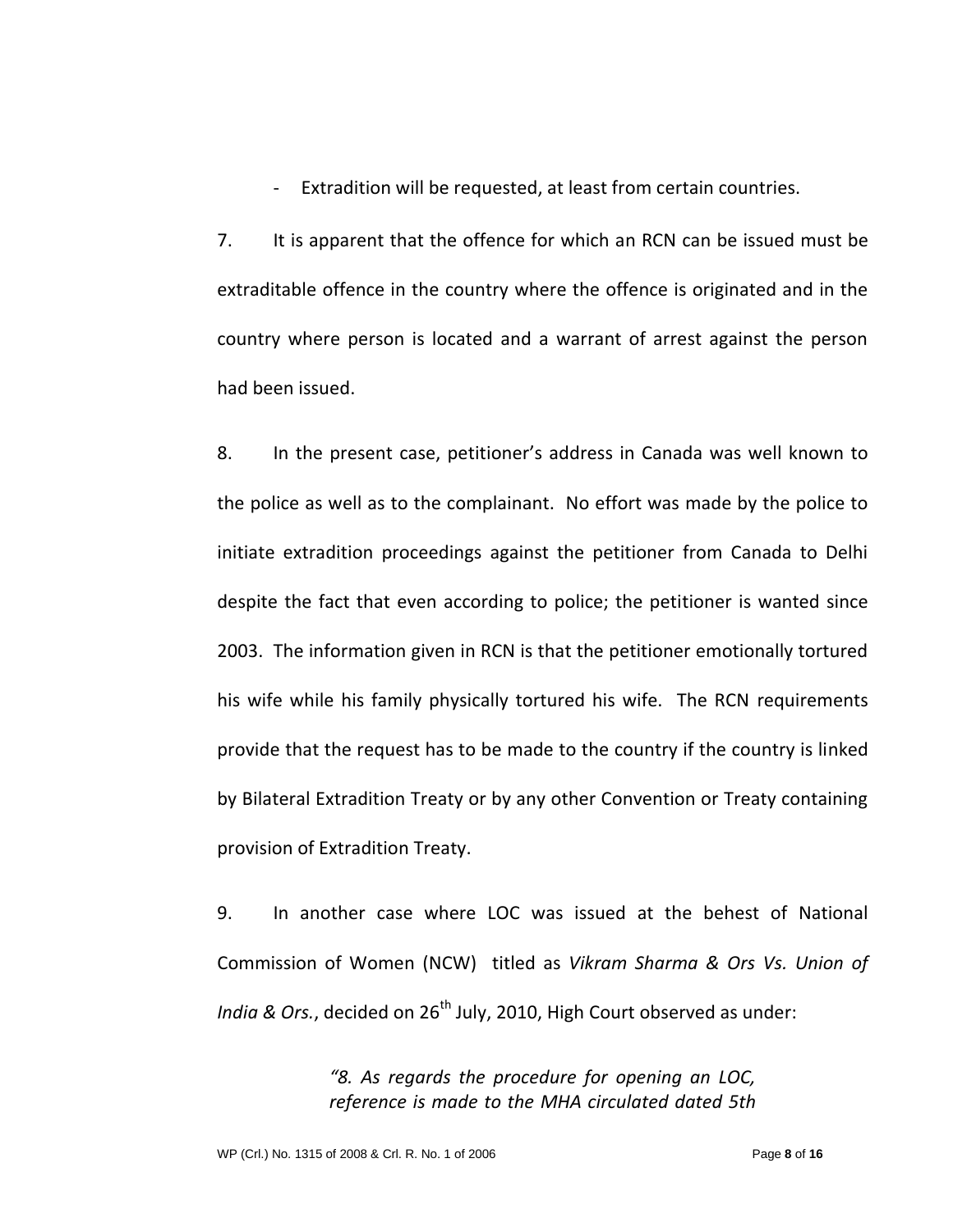- Extradition will be requested, at least from certain countries.

7. It is apparent that the offence for which an RCN can be issued must be extraditable offence in the country where the offence is originated and in the country where person is located and a warrant of arrest against the person had been issued.

8. In the present case, petitioner's address in Canada was well known to the police as well as to the complainant. No effort was made by the police to initiate extradition proceedings against the petitioner from Canada to Delhi despite the fact that even according to police; the petitioner is wanted since 2003. The information given in RCN is that the petitioner emotionally tortured his wife while his family physically tortured his wife. The RCN requirements provide that the request has to be made to the country if the country is linked by Bilateral Extradition Treaty or by any other Convention or Treaty containing provision of Extradition Treaty.

9. In another case where LOC was issued at the behest of National Commission of Women (NCW) titled as *Vikram Sharma & Ors Vs. Union of India & Ors.*, decided on 26th July, 2010, High Court observed as under:

> *"8. As regards the procedure for opening an LOC, reference is made to the MHA circulated dated 5th*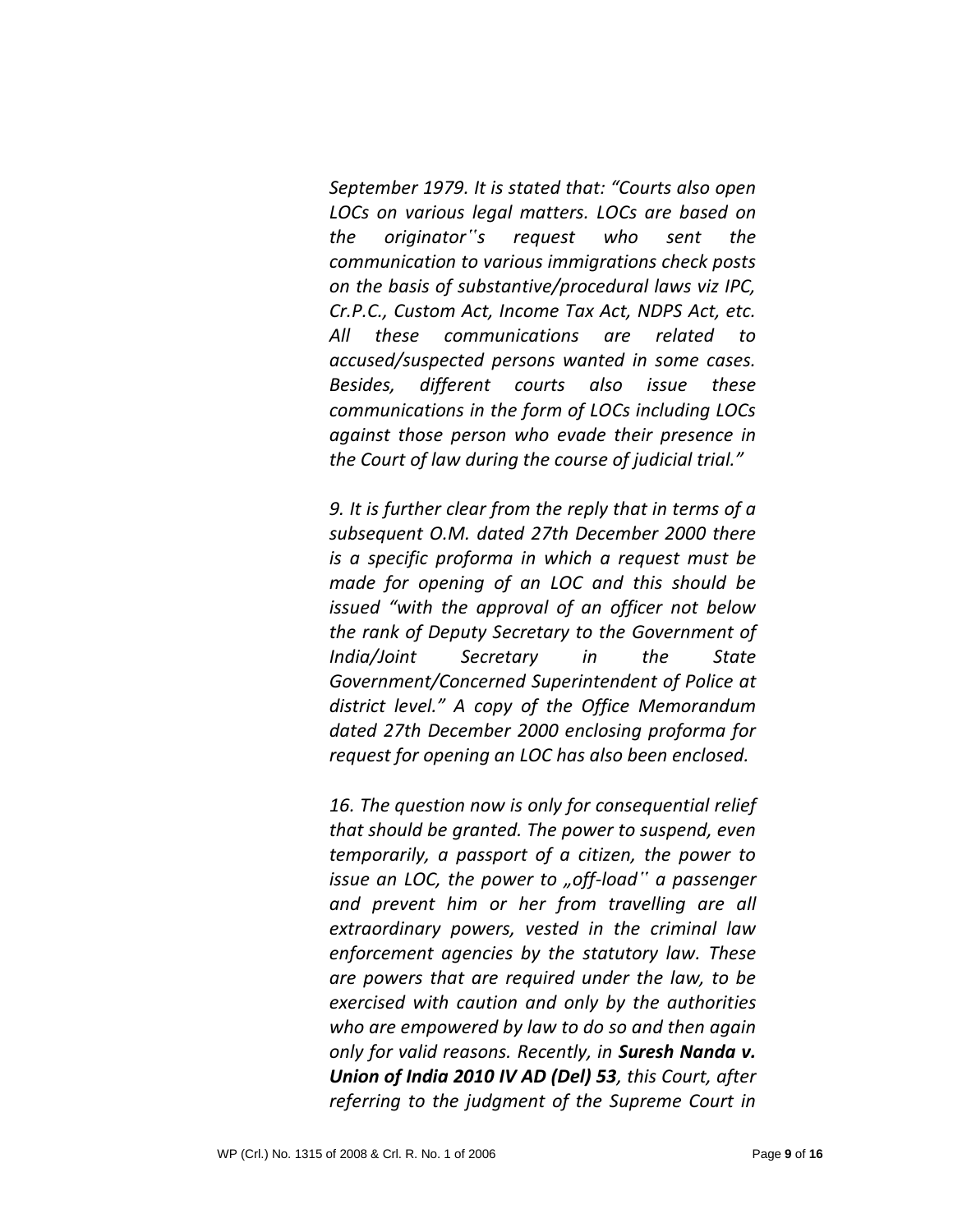*September 1979. It is stated that: "Courts also open LOCs on various legal matters. LOCs are based on the originator"s request who sent the communication to various immigrations check posts on the basis of substantive/procedural laws viz IPC, Cr.P.C., Custom Act, Income Tax Act, NDPS Act, etc. All these communications are related to accused/suspected persons wanted in some cases. Besides, different courts also issue these communications in the form of LOCs including LOCs against those person who evade their presence in the Court of law during the course of judicial trial."*

*9. It is further clear from the reply that in terms of a subsequent O.M. dated 27th December 2000 there is a specific proforma in which a request must be made for opening of an LOC and this should be issued "with the approval of an officer not below the rank of Deputy Secretary to the Government of India/Joint Secretary in the State Government/Concerned Superintendent of Police at district level." A copy of the Office Memorandum dated 27th December 2000 enclosing proforma for request for opening an LOC has also been enclosed.*

*16. The question now is only for consequential relief that should be granted. The power to suspend, even temporarily, a passport of a citizen, the power to issue an LOC, the power to „off-load" a passenger and prevent him or her from travelling are all extraordinary powers, vested in the criminal law enforcement agencies by the statutory law. These are powers that are required under the law, to be exercised with caution and only by the authorities who are empowered by law to do so and then again only for valid reasons. Recently, in* ***Suresh Nanda v. Union of India 2010 IV AD (Del) 53****, this Court, after referring to the judgment of the Supreme Court in*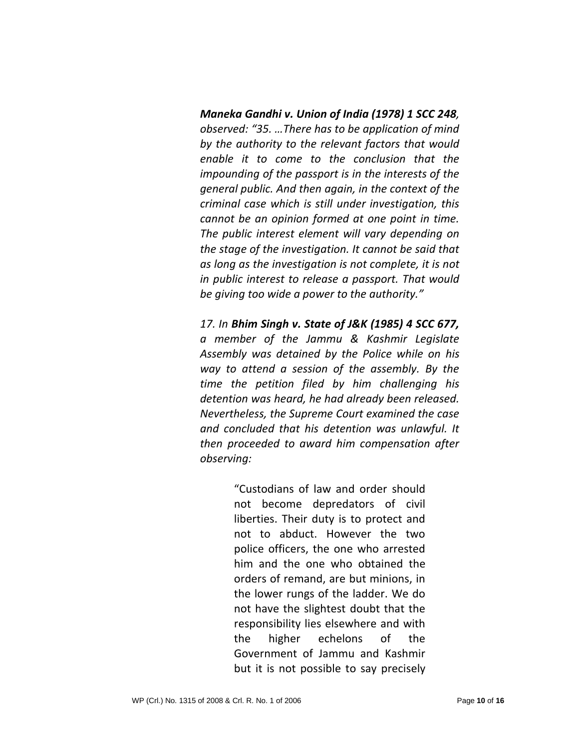***Maneka Gandhi v. Union of India (1978) 1 SCC 248****, observed: "35. …There has to be application of mind by the authority to the relevant factors that would enable it to come to the conclusion that the impounding of the passport is in the interests of the general public. And then again, in the context of the criminal case which is still under investigation, this cannot be an opinion formed at one point in time. The public interest element will vary depending on the stage of the investigation. It cannot be said that as long as the investigation is not complete, it is not in public interest to release a passport. That would be giving too wide a power to the authority."*

*17. In* ***Bhim Singh v. State of J&K (1985) 4 SCC 677****, a member of the Jammu & Kashmir Legislate Assembly was detained by the Police while on his way to attend a session of the assembly. By the time the petition filed by him challenging his detention was heard, he had already been released. Nevertheless, the Supreme Court examined the case and concluded that his detention was unlawful. It then proceeded to award him compensation after observing:*

> "Custodians of law and order should not become depredators of civil liberties. Their duty is to protect and not to abduct. However the two police officers, the one who arrested him and the one who obtained the orders of remand, are but minions, in the lower rungs of the ladder. We do not have the slightest doubt that the responsibility lies elsewhere and with the higher echelons of the Government of Jammu and Kashmir but it is not possible to say precisely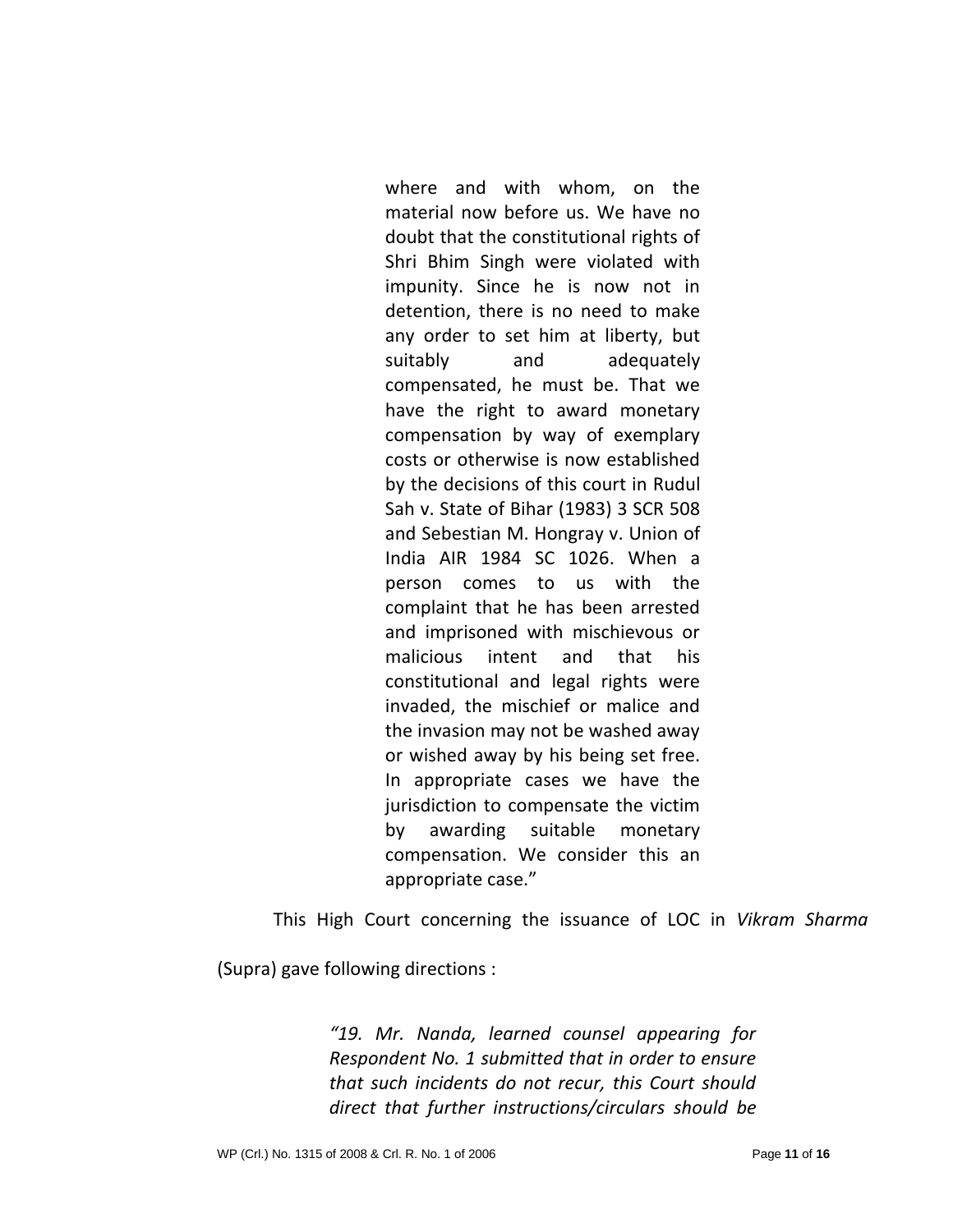> where and with whom, on the material now before us. We have no doubt that the constitutional rights of Shri Bhim Singh were violated with impunity. Since he is now not in detention, there is no need to make any order to set him at liberty, but suitably and adequately compensated, he must be. That we have the right to award monetary compensation by way of exemplary costs or otherwise is now established by the decisions of this court in Rudul Sah v. State of Bihar (1983) 3 SCR 508 and Sebestian M. Hongray v. Union of India AIR 1984 SC 1026. When a person comes to us with the complaint that he has been arrested and imprisoned with mischievous or malicious intent and that his constitutional and legal rights were invaded, the mischief or malice and the invasion may not be washed away or wished away by his being set free. In appropriate cases we have the jurisdiction to compensate the victim by awarding suitable monetary compensation. We consider this an appropriate case."

This High Court concerning the issuance of LOC in *Vikram Sharma* (Supra) gave following directions :

> *"19. Mr. Nanda, learned counsel appearing for Respondent No. 1 submitted that in order to ensure that such incidents do not recur, this Court should direct that further instructions/circulars should be*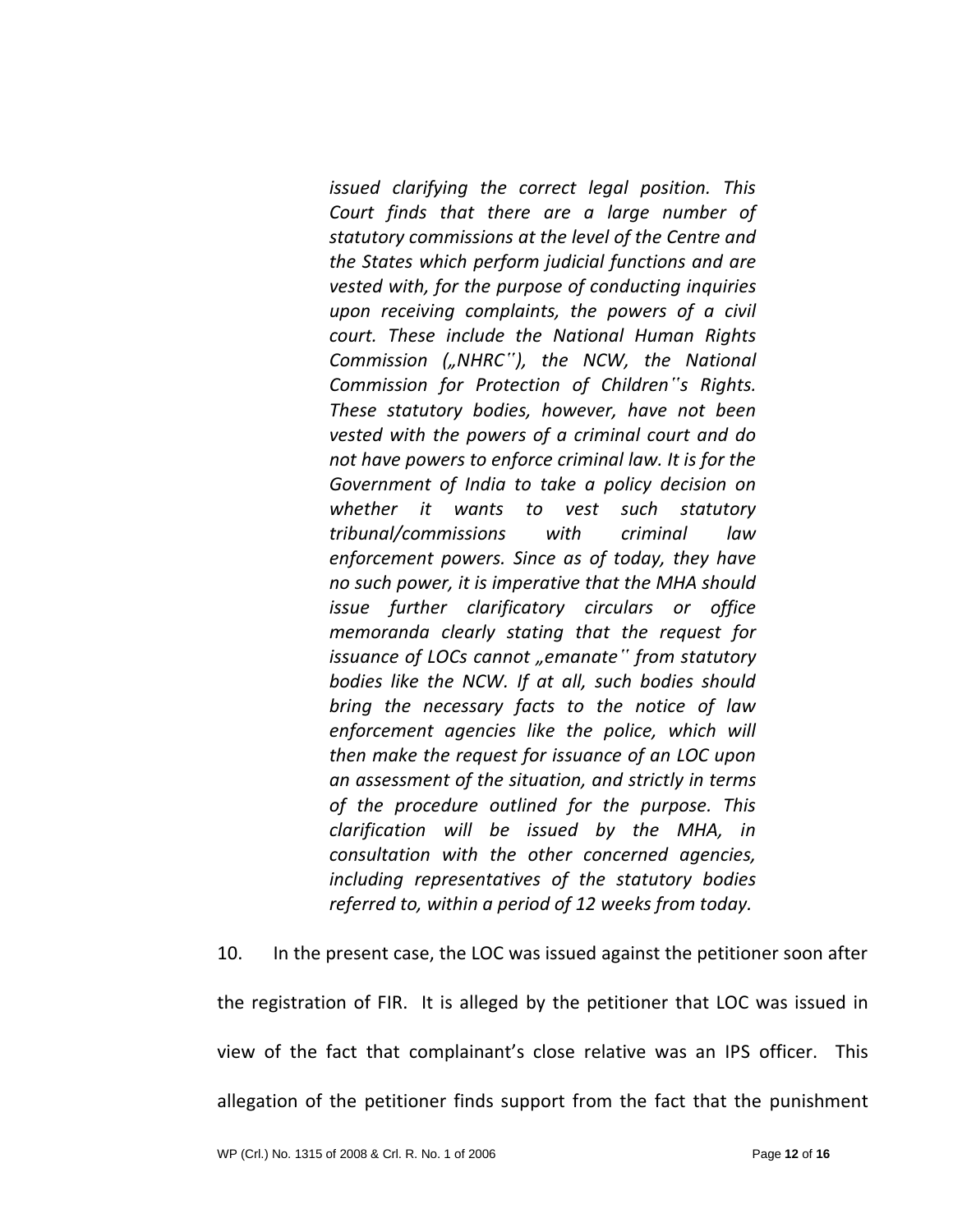*issued clarifying the correct legal position. This Court finds that there are a large number of statutory commissions at the level of the Centre and the States which perform judicial functions and are vested with, for the purpose of conducting inquiries upon receiving complaints, the powers of a civil court. These include the National Human Rights Commission („NHRC"), the NCW, the National Commission for Protection of Children"s Rights. These statutory bodies, however, have not been vested with the powers of a criminal court and do not have powers to enforce criminal law. It is for the Government of India to take a policy decision on whether it wants to vest such statutory tribunal/commissions with criminal law enforcement powers. Since as of today, they have no such power, it is imperative that the MHA should issue further clarificatory circulars or office memoranda clearly stating that the request for issuance of LOCs cannot „emanate" from statutory bodies like the NCW. If at all, such bodies should bring the necessary facts to the notice of law enforcement agencies like the police, which will then make the request for issuance of an LOC upon an assessment of the situation, and strictly in terms of the procedure outlined for the purpose. This clarification will be issued by the MHA, in consultation with the other concerned agencies, including representatives of the statutory bodies referred to, within a period of 12 weeks from today.*

10. In the present case, the LOC was issued against the petitioner soon after the registration of FIR. It is alleged by the petitioner that LOC was issued in view of the fact that complainant's close relative was an IPS officer. This allegation of the petitioner finds support from the fact that the punishment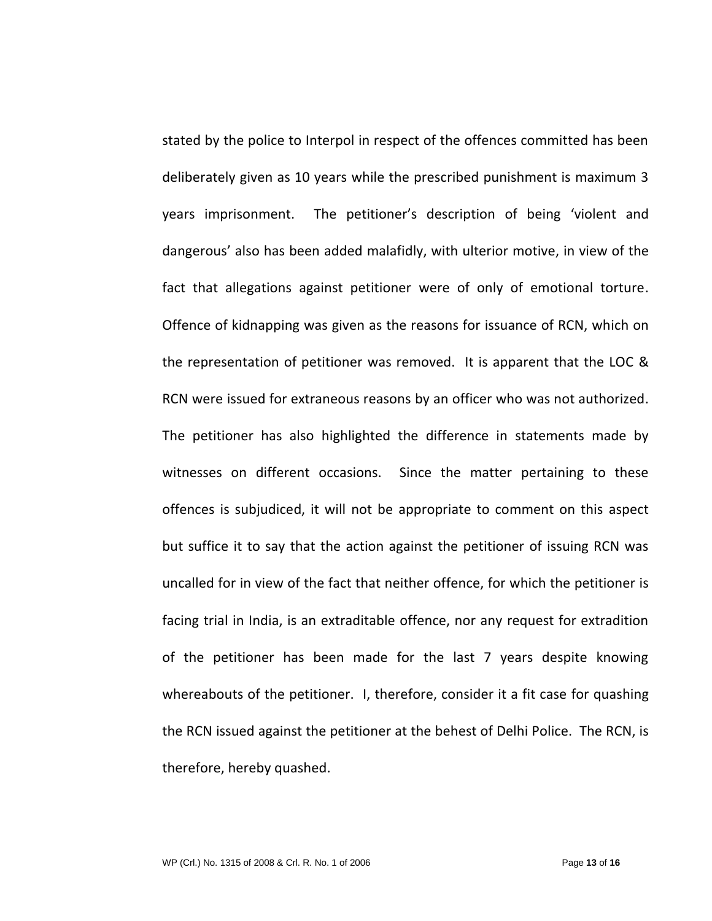stated by the police to Interpol in respect of the offences committed has been deliberately given as 10 years while the prescribed punishment is maximum 3 years imprisonment. The petitioner's description of being 'violent and dangerous' also has been added malafidly, with ulterior motive, in view of the fact that allegations against petitioner were of only of emotional torture. Offence of kidnapping was given as the reasons for issuance of RCN, which on the representation of petitioner was removed. It is apparent that the LOC & RCN were issued for extraneous reasons by an officer who was not authorized. The petitioner has also highlighted the difference in statements made by witnesses on different occasions. Since the matter pertaining to these offences is subjudiced, it will not be appropriate to comment on this aspect but suffice it to say that the action against the petitioner of issuing RCN was uncalled for in view of the fact that neither offence, for which the petitioner is facing trial in India, is an extraditable offence, nor any request for extradition of the petitioner has been made for the last 7 years despite knowing whereabouts of the petitioner. I, therefore, consider it a fit case for quashing the RCN issued against the petitioner at the behest of Delhi Police. The RCN, is therefore, hereby quashed.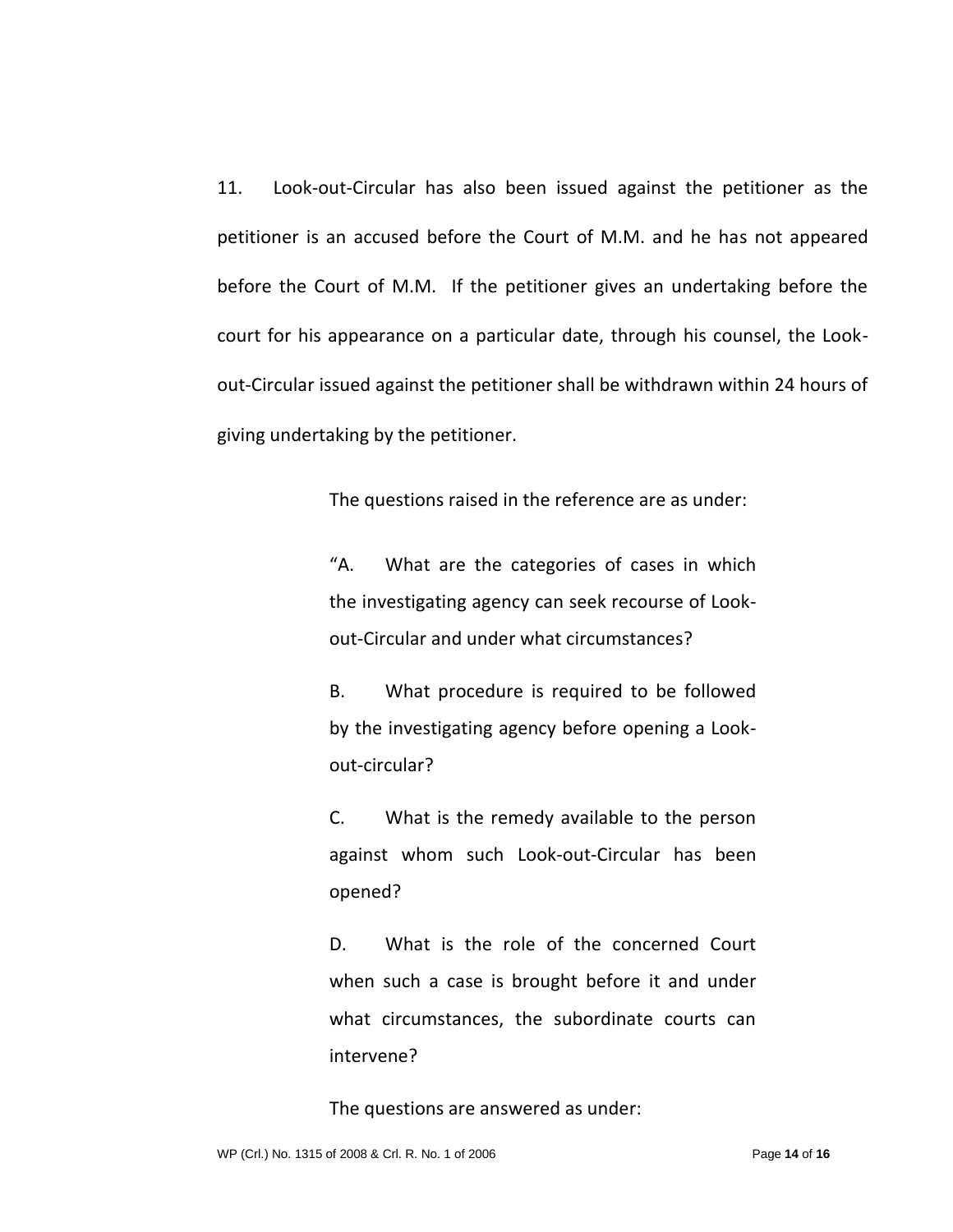11. Look-out-Circular has also been issued against the petitioner as the petitioner is an accused before the Court of M.M. and he has not appeared before the Court of M.M. If the petitioner gives an undertaking before the court for his appearance on a particular date, through his counsel, the Look-out-Circular issued against the petitioner shall be withdrawn within 24 hours of giving undertaking by the petitioner.

The questions raised in the reference are as under:

> "A. What are the categories of cases in which the investigating agency can seek recourse of Look-out-Circular and under what circumstances?
>
> B. What procedure is required to be followed by the investigating agency before opening a Look-out-circular?
>
> C. What is the remedy available to the person against whom such Look-out-Circular has been opened?
>
> D. What is the role of the concerned Court when such a case is brought before it and under what circumstances, the subordinate courts can intervene?

The questions are answered as under: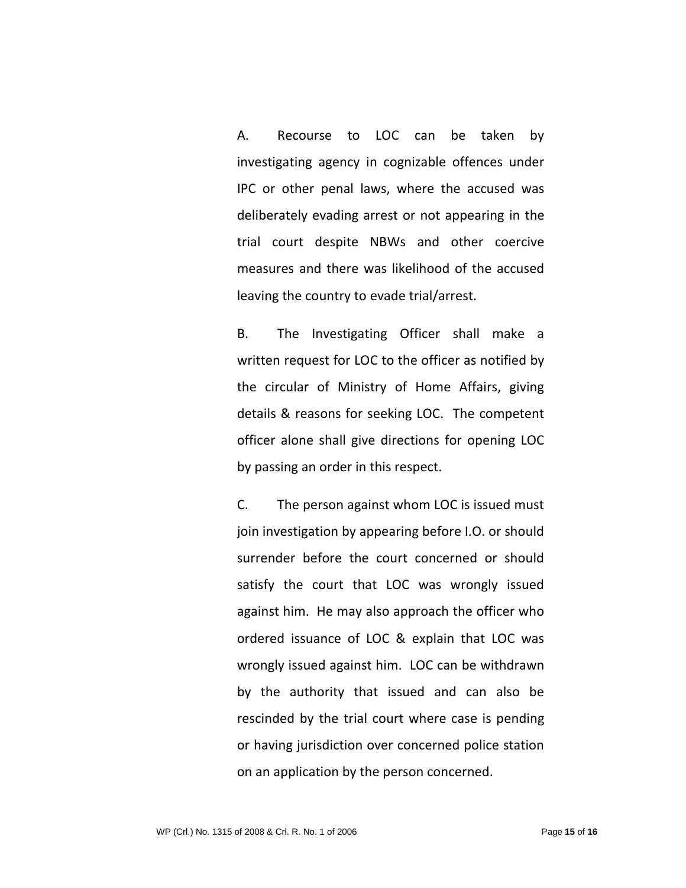A. Recourse to LOC can be taken by investigating agency in cognizable offences under IPC or other penal laws, where the accused was deliberately evading arrest or not appearing in the trial court despite NBWs and other coercive measures and there was likelihood of the accused leaving the country to evade trial/arrest.

B. The Investigating Officer shall make a written request for LOC to the officer as notified by the circular of Ministry of Home Affairs, giving details & reasons for seeking LOC. The competent officer alone shall give directions for opening LOC by passing an order in this respect.

C. The person against whom LOC is issued must join investigation by appearing before I.O. or should surrender before the court concerned or should satisfy the court that LOC was wrongly issued against him. He may also approach the officer who ordered issuance of LOC & explain that LOC was wrongly issued against him. LOC can be withdrawn by the authority that issued and can also be rescinded by the trial court where case is pending or having jurisdiction over concerned police station on an application by the person concerned.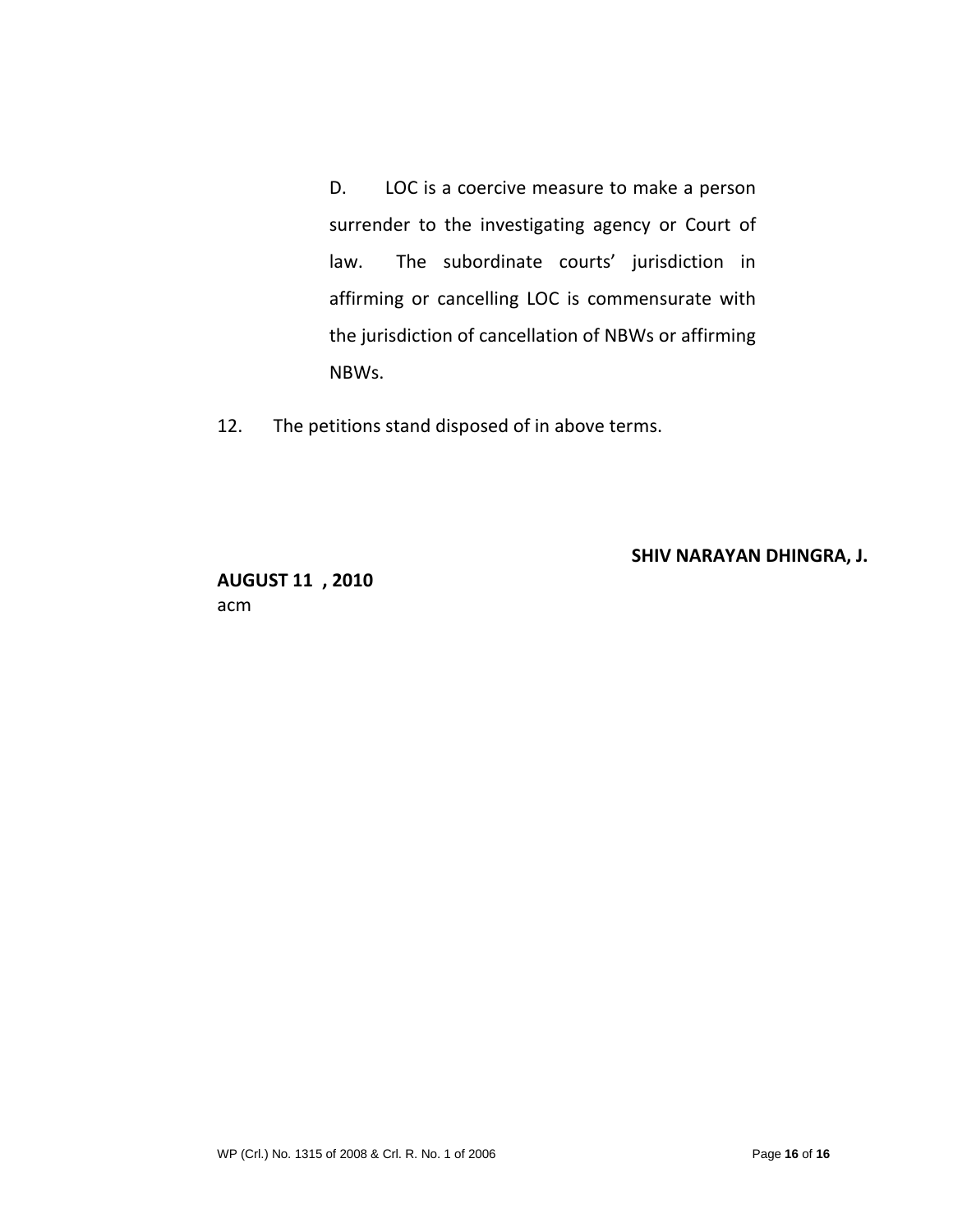D. LOC is a coercive measure to make a person surrender to the investigating agency or Court of law. The subordinate courts' jurisdiction in affirming or cancelling LOC is commensurate with the jurisdiction of cancellation of NBWs or affirming NBWs.

12. The petitions stand disposed of in above terms.

**SHIV NARAYAN DHINGRA, J.**

**AUGUST 11 , 2010**

acm